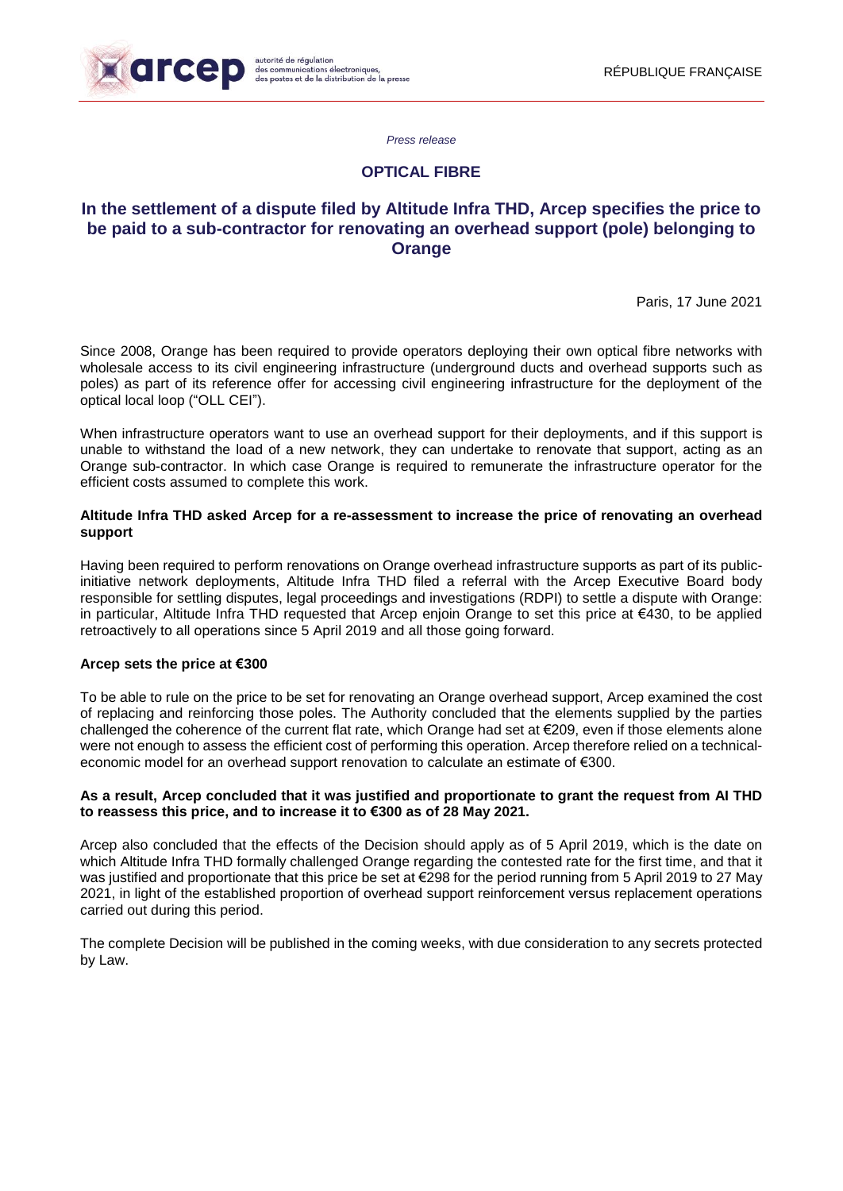arcep autorité de régulation des communications électroniques, des postes et de la distribution de la presse

RÉPUBLIQUE FRANÇAISE

*Press release*

## OPTICAL FIBRE

# In the settlement of a dispute filed by Altitude Infra THD, Arcep specifies the price to be paid to a sub-contractor for renovating an overhead support (pole) belonging to Orange

Paris, 17 June 2021

Since 2008, Orange has been required to provide operators deploying their own optical fibre networks with wholesale access to its civil engineering infrastructure (underground ducts and overhead supports such as poles) as part of its reference offer for accessing civil engineering infrastructure for the deployment of the optical local loop ("OLL CEI").

When infrastructure operators want to use an overhead support for their deployments, and if this support is unable to withstand the load of a new network, they can undertake to renovate that support, acting as an Orange sub-contractor. In which case Orange is required to remunerate the infrastructure operator for the efficient costs assumed to complete this work.

**Altitude Infra THD asked Arcep for a re-assessment to increase the price of renovating an overhead support**

Having been required to perform renovations on Orange overhead infrastructure supports as part of its public-initiative network deployments, Altitude Infra THD filed a referral with the Arcep Executive Board body responsible for settling disputes, legal proceedings and investigations (RDPI) to settle a dispute with Orange: in particular, Altitude Infra THD requested that Arcep enjoin Orange to set this price at €430, to be applied retroactively to all operations since 5 April 2019 and all those going forward.

**Arcep sets the price at €300**

To be able to rule on the price to be set for renovating an Orange overhead support, Arcep examined the cost of replacing and reinforcing those poles. The Authority concluded that the elements supplied by the parties challenged the coherence of the current flat rate, which Orange had set at €209, even if those elements alone were not enough to assess the efficient cost of performing this operation. Arcep therefore relied on a technical-economic model for an overhead support renovation to calculate an estimate of €300.

**As a result, Arcep concluded that it was justified and proportionate to grant the request from AI THD to reassess this price, and to increase it to €300 as of 28 May 2021.**

Arcep also concluded that the effects of the Decision should apply as of 5 April 2019, which is the date on which Altitude Infra THD formally challenged Orange regarding the contested rate for the first time, and that it was justified and proportionate that this price be set at €298 for the period running from 5 April 2019 to 27 May 2021, in light of the established proportion of overhead support reinforcement versus replacement operations carried out during this period.

The complete Decision will be published in the coming weeks, with due consideration to any secrets protected by Law.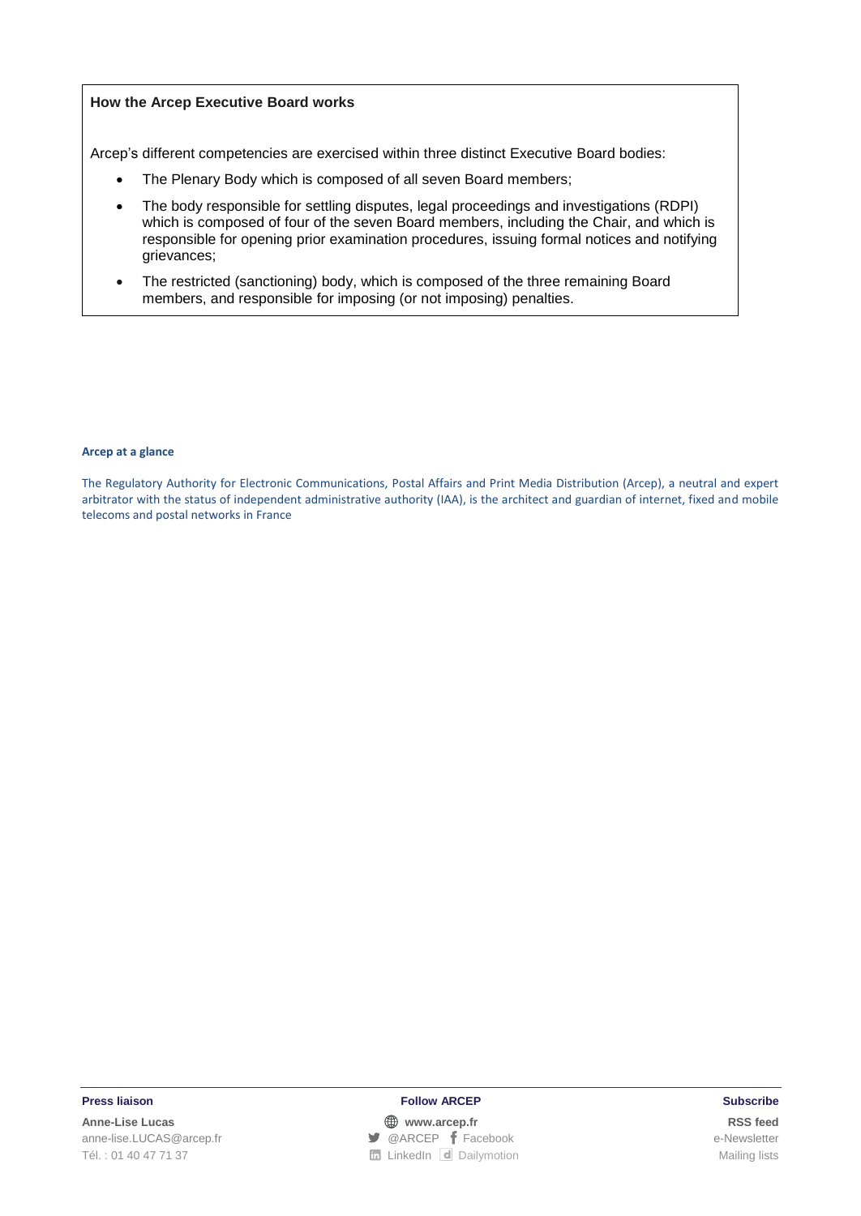**How the Arcep Executive Board works**

Arcep's different competencies are exercised within three distinct Executive Board bodies:

- The Plenary Body which is composed of all seven Board members;
- The body responsible for settling disputes, legal proceedings and investigations (RDPI) which is composed of four of the seven Board members, including the Chair, and which is responsible for opening prior examination procedures, issuing formal notices and notifying grievances;
- The restricted (sanctioning) body, which is composed of the three remaining Board members, and responsible for imposing (or not imposing) penalties.

**Arcep at a glance**

The Regulatory Authority for Electronic Communications, Postal Affairs and Print Media Distribution (Arcep), a neutral and expert arbitrator with the status of independent administrative authority (IAA), is the architect and guardian of internet, fixed and mobile telecoms and postal networks in France

**Press liaison**

**Anne-Lise Lucas**
anne-lise.LUCAS@arcep.fr
Tél. : 01 40 47 71 37

**Follow ARCEP**

**www.arcep.fr**
@ARCEP Facebook
LinkedIn Dailymotion

**Subscribe**

**RSS feed**
e-Newsletter
Mailing lists